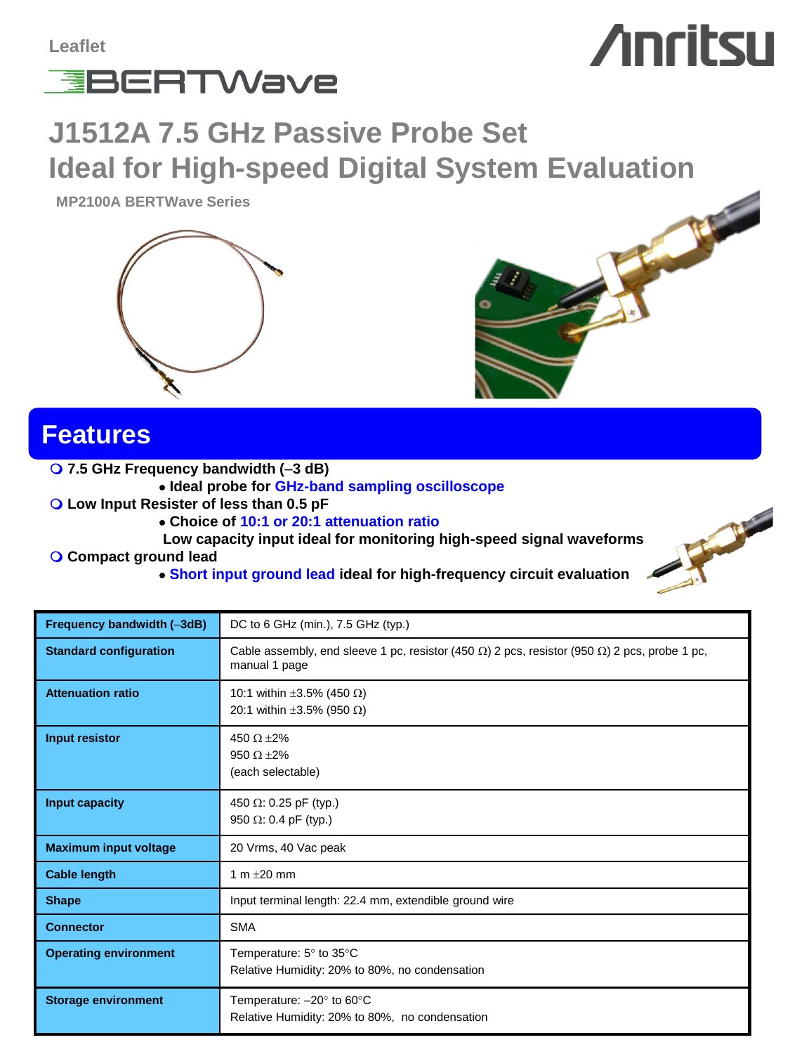Leaflet

BERTWave

# J1512A 7.5 GHz Passive Probe Set
# Ideal for High-speed Digital System Evaluation

**MP2100A BERTWave Series**

## Features

- **7.5 GHz Frequency bandwidth (–3 dB)**
  - **Ideal probe for GHz-band sampling oscilloscope**
- **Low Input Resister of less than 0.5 pF**
  - **Choice of 10:1 or 20:1 attenuation ratio**
  
    **Low capacity input ideal for monitoring high-speed signal waveforms**
- **Compact ground lead**
  - **Short input ground lead ideal for high-frequency circuit evaluation**

| | |
|---|---|
| **Frequency bandwidth (–3dB)** | DC to 6 GHz (min.), 7.5 GHz (typ.) |
| **Standard configuration** | Cable assembly, end sleeve 1 pc, resistor (450 Ω) 2 pcs, resistor (950 Ω) 2 pcs, probe 1 pc, manual 1 page |
| **Attenuation ratio** | 10:1 within ±3.5% (450 Ω)<br>20:1 within ±3.5% (950 Ω) |
| **Input resistor** | 450 Ω ±2%<br>950 Ω ±2%<br>(each selectable) |
| **Input capacity** | 450 Ω: 0.25 pF (typ.)<br>950 Ω: 0.4 pF (typ.) |
| **Maximum input voltage** | 20 Vrms, 40 Vac peak |
| **Cable length** | 1 m ±20 mm |
| **Shape** | Input terminal length: 22.4 mm, extendible ground wire |
| **Connector** | SMA |
| **Operating environment** | Temperature: 5° to 35°C<br>Relative Humidity: 20% to 80%, no condensation |
| **Storage environment** | Temperature: –20° to 60°C<br>Relative Humidity: 20% to 80%, no condensation |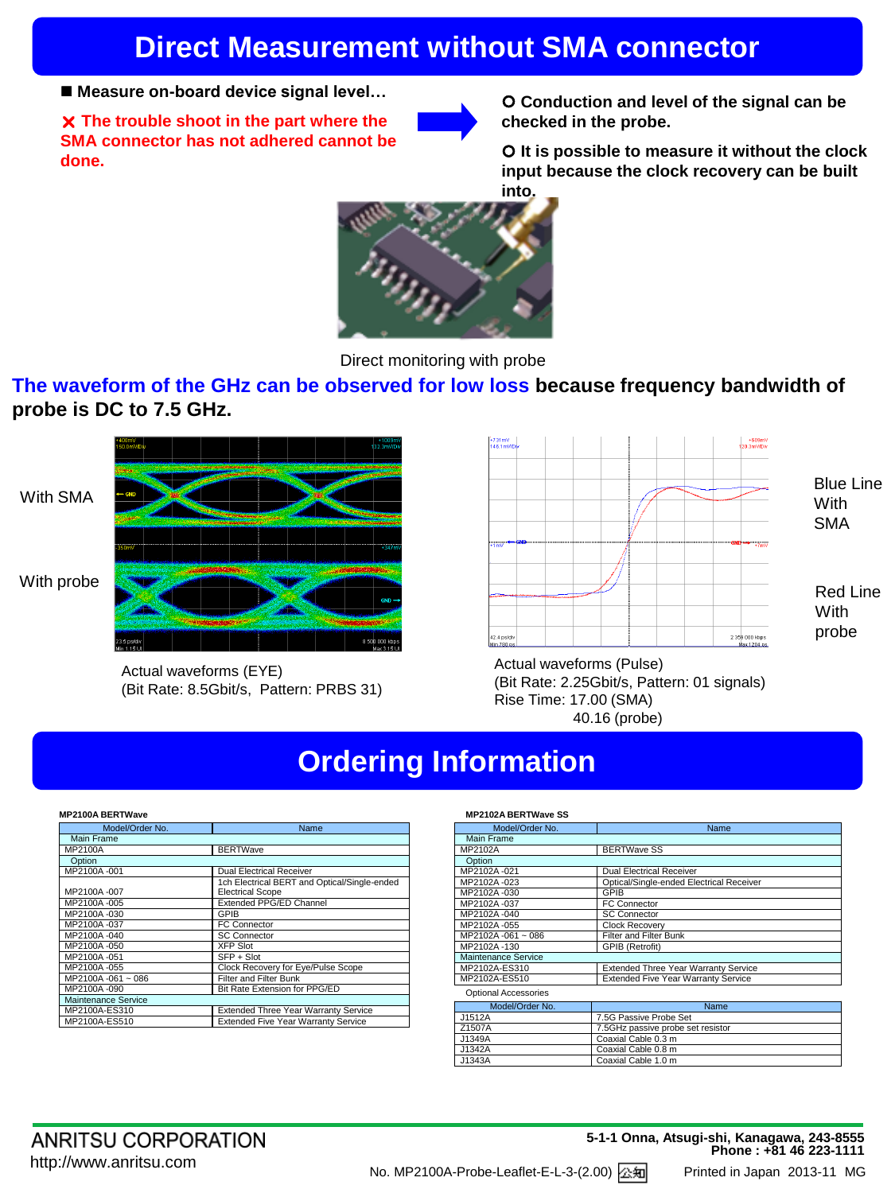# Direct Measurement without SMA connector

■ Measure on-board device signal level…

✕ The trouble shoot in the part where the SMA connector has not adhered cannot be done.

○ Conduction and level of the signal can be checked in the probe.

○ It is possible to measure it without the clock input because the clock recovery can be built into.

Direct monitoring with probe

**The waveform of the GHz can be observed for low loss because frequency bandwidth of probe is DC to 7.5 GHz.**

With SMA

With probe

Actual waveforms (EYE)
(Bit Rate: 8.5Gbit/s, Pattern: PRBS 31)

Blue Line With SMA

Red Line With probe

Actual waveforms (Pulse)
(Bit Rate: 2.25Gbit/s, Pattern: 01 signals)
Rise Time: 17.00 (SMA)
40.16 (probe)

# Ordering Information

**MP2100A BERTWave**

| Model/Order No. | Name |
|---|---|
| Main Frame | |
| MP2100A | BERTWave |
| Option | |
| MP2100A -001 | Dual Electrical Receiver |
| MP2100A -007 | 1ch Electrical BERT and Optical/Single-ended Electrical Scope |
| MP2100A -005 | Extended PPG/ED Channel |
| MP2100A -030 | GPIB |
| MP2100A -037 | FC Connector |
| MP2100A -040 | SC Connector |
| MP2100A -050 | XFP Slot |
| MP2100A -051 | SFP + Slot |
| MP2100A -055 | Clock Recovery for Eye/Pulse Scope |
| MP2100A -061 ~ 086 | Filter and Filter Bunk |
| MP2100A -090 | Bit Rate Extension for PPG/ED |
| Maintenance Service | |
| MP2100A-ES310 | Extended Three Year Warranty Service |
| MP2100A-ES510 | Extended Five Year Warranty Service |

**MP2102A BERTWave SS**

| Model/Order No. | Name |
|---|---|
| Main Frame | |
| MP2102A | BERTWave SS |
| Option | |
| MP2102A -021 | Dual Electrical Receiver |
| MP2102A -023 | Optical/Single-ended Electrical Receiver |
| MP2102A -030 | GPIB |
| MP2102A -037 | FC Connector |
| MP2102A -040 | SC Connector |
| MP2102A -055 | Clock Recovery |
| MP2102A -061 ~ 086 | Filter and Filter Bunk |
| MP2102A -130 | GPIB (Retrofit) |
| Maintenance Service | |
| MP2102A-ES310 | Extended Three Year Warranty Service |
| MP2102A-ES510 | Extended Five Year Warranty Service |

Optional Accessories

| Model/Order No. | Name |
|---|---|
| J1512A | 7.5G Passive Probe Set |
| Z1507A | 7.5GHz passive probe set resistor |
| J1349A | Coaxial Cable 0.3 m |
| J1342A | Coaxial Cable 0.8 m |
| J1343A | Coaxial Cable 1.0 m |

ANRITSU CORPORATION
http://www.anritsu.com

5-1-1 Onna, Atsugi-shi, Kanagawa, 243-8555
Phone : +81 46 223-1111

No. MP2100A-Probe-Leaflet-E-L-3-(2.00) 公知 Printed in Japan 2013-11 MG